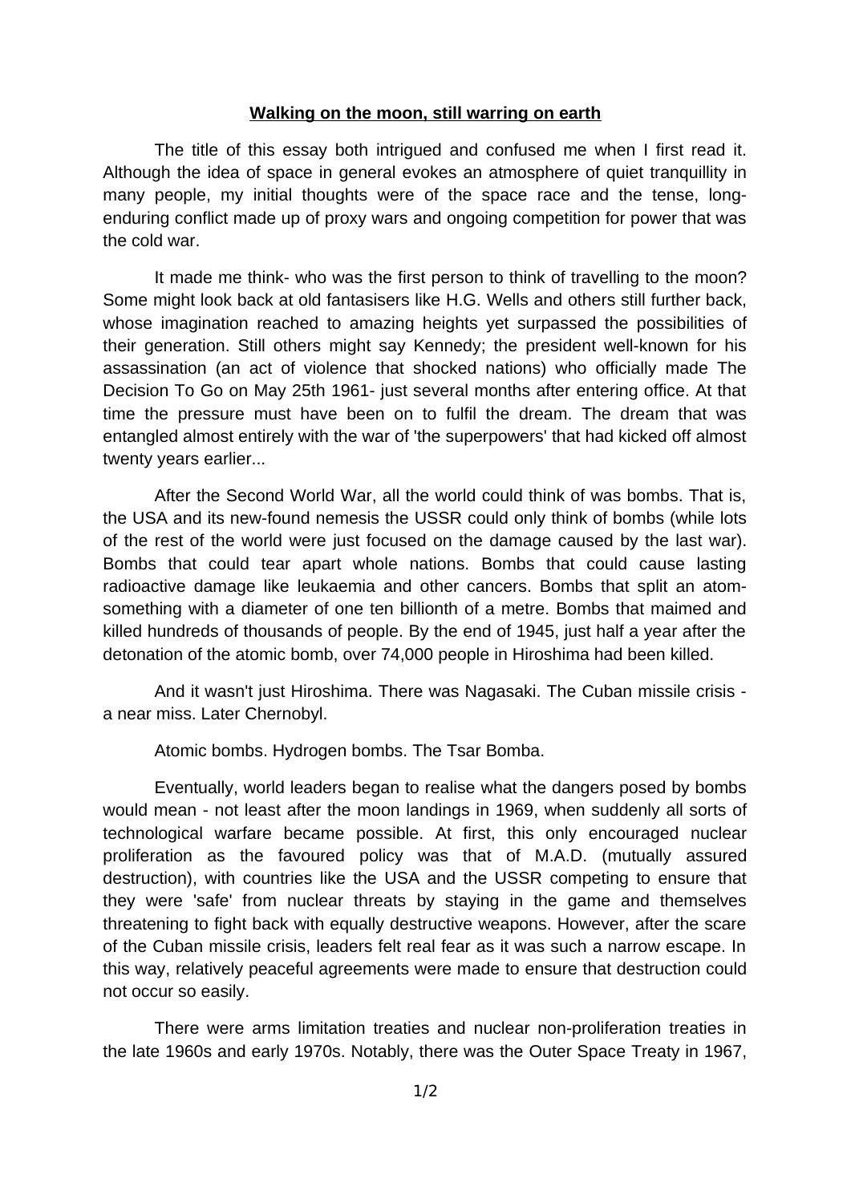**Walking on the moon, still warring on earth**

The title of this essay both intrigued and confused me when I first read it. Although the idea of space in general evokes an atmosphere of quiet tranquillity in many people, my initial thoughts were of the space race and the tense, long-enduring conflict made up of proxy wars and ongoing competition for power that was the cold war.

It made me think- who was the first person to think of travelling to the moon? Some might look back at old fantasisers like H.G. Wells and others still further back, whose imagination reached to amazing heights yet surpassed the possibilities of their generation. Still others might say Kennedy; the president well-known for his assassination (an act of violence that shocked nations) who officially made The Decision To Go on May 25th 1961- just several months after entering office. At that time the pressure must have been on to fulfil the dream. The dream that was entangled almost entirely with the war of 'the superpowers' that had kicked off almost twenty years earlier...

After the Second World War, all the world could think of was bombs. That is, the USA and its new-found nemesis the USSR could only think of bombs (while lots of the rest of the world were just focused on the damage caused by the last war). Bombs that could tear apart whole nations. Bombs that could cause lasting radioactive damage like leukaemia and other cancers. Bombs that split an atom- something with a diameter of one ten billionth of a metre. Bombs that maimed and killed hundreds of thousands of people. By the end of 1945, just half a year after the detonation of the atomic bomb, over 74,000 people in Hiroshima had been killed.

And it wasn't just Hiroshima. There was Nagasaki. The Cuban missile crisis - a near miss. Later Chernobyl.

Atomic bombs. Hydrogen bombs. The Tsar Bomba.

Eventually, world leaders began to realise what the dangers posed by bombs would mean - not least after the moon landings in 1969, when suddenly all sorts of technological warfare became possible. At first, this only encouraged nuclear proliferation as the favoured policy was that of M.A.D. (mutually assured destruction), with countries like the USA and the USSR competing to ensure that they were 'safe' from nuclear threats by staying in the game and themselves threatening to fight back with equally destructive weapons. However, after the scare of the Cuban missile crisis, leaders felt real fear as it was such a narrow escape. In this way, relatively peaceful agreements were made to ensure that destruction could not occur so easily.

There were arms limitation treaties and nuclear non-proliferation treaties in the late 1960s and early 1970s. Notably, there was the Outer Space Treaty in 1967,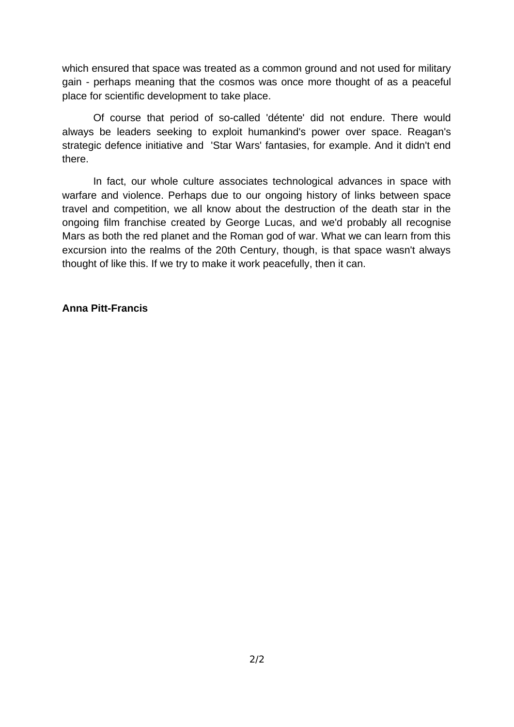which ensured that space was treated as a common ground and not used for military gain - perhaps meaning that the cosmos was once more thought of as a peaceful place for scientific development to take place.

Of course that period of so-called 'détente' did not endure. There would always be leaders seeking to exploit humankind's power over space. Reagan's strategic defence initiative and 'Star Wars' fantasies, for example. And it didn't end there.

In fact, our whole culture associates technological advances in space with warfare and violence. Perhaps due to our ongoing history of links between space travel and competition, we all know about the destruction of the death star in the ongoing film franchise created by George Lucas, and we'd probably all recognise Mars as both the red planet and the Roman god of war. What we can learn from this excursion into the realms of the 20th Century, though, is that space wasn't always thought of like this. If we try to make it work peacefully, then it can.

**Anna Pitt-Francis**